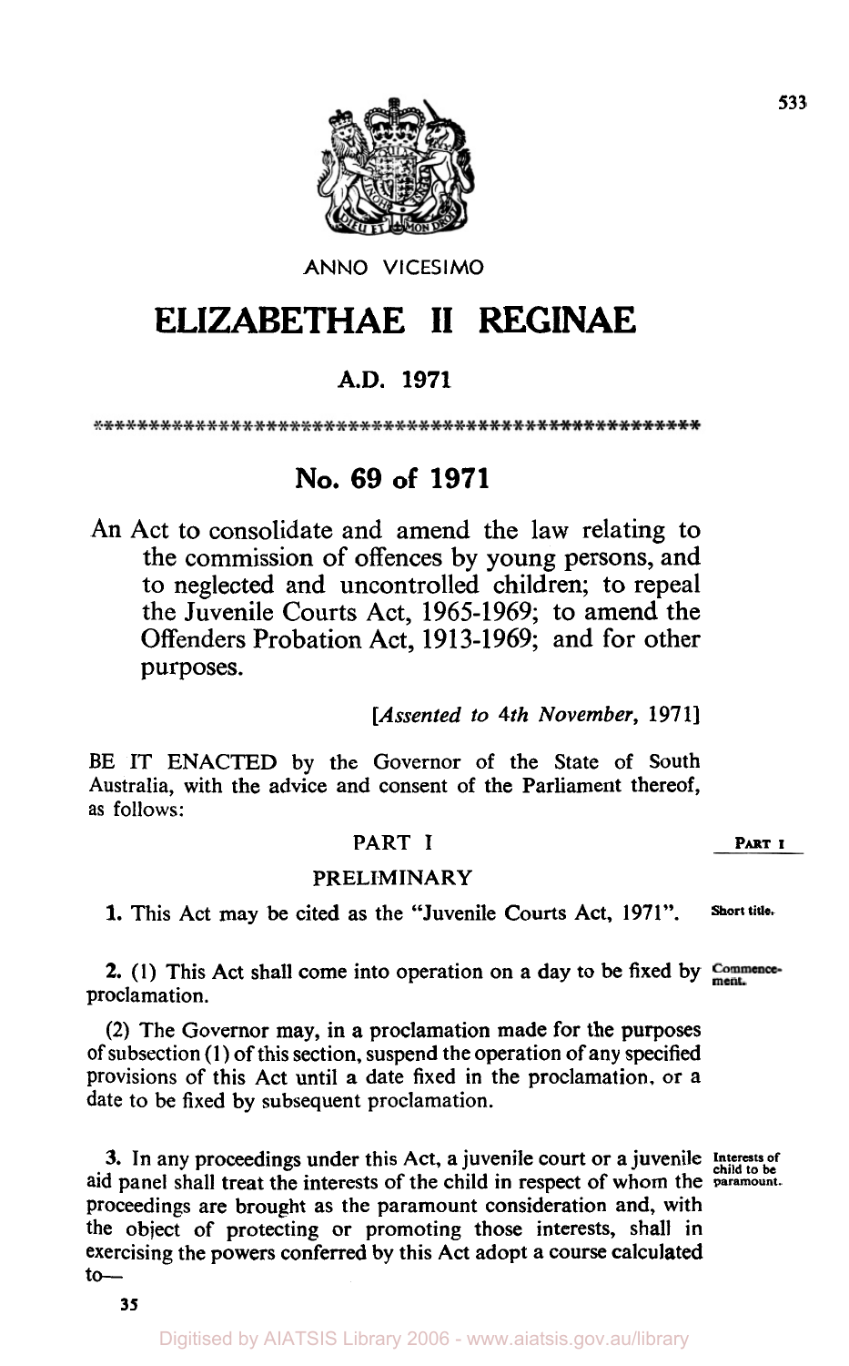ANNO VICESIMO

# ELIZABETHAE II REGINAE

## A.D. 1971

## No. 69 of 1971

An Act to consolidate and amend the law relating to the commission of offences by young persons, and to neglected and uncontrolled children; to repeal the Juvenile Courts Act, 1965-1969; to amend the Offenders Probation Act, 1913-1969; and for other purposes.

*[Assented to 4th November, 1971]*

BE IT ENACTED by the Governor of the State of South Australia, with the advice and consent of the Parliament thereof, as follows:

### PART I

### PRELIMINARY

**Short title.**

**1.** This Act may be cited as the "Juvenile Courts Act, 1971".

**Commencement.**

**2.** (1) This Act shall come into operation on a day to be fixed by proclamation.

(2) The Governor may, in a proclamation made for the purposes of subsection (1) of this section, suspend the operation of any specified provisions of this Act until a date fixed in the proclamation, or a date to be fixed by subsequent proclamation.

**Interests of child to be paramount.**

**3.** In any proceedings under this Act, a juvenile court or a juvenile aid panel shall treat the interests of the child in respect of whom the proceedings are brought as the paramount consideration and, with the object of protecting or promoting those interests, shall in exercising the powers conferred by this Act adopt a course calculated to—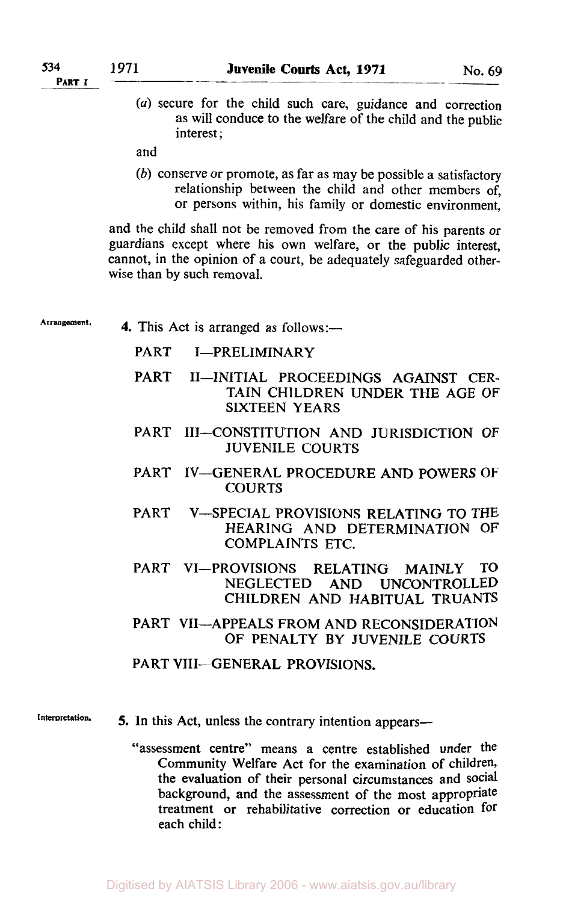(a) secure for the child such care, guidance and correction as will conduce to the welfare of the child and the public interest;

and

(b) conserve or promote, as far as may be possible a satisfactory relationship between the child and other members of, or persons within, his family or domestic environment,

and the child shall not be removed from the care of his parents or guardians except where his own welfare, or the public interest, cannot, in the opinion of a court, be adequately safeguarded otherwise than by such removal.

Arrangement.

**4.** This Act is arranged as follows:—

PART I—PRELIMINARY

PART II—INITIAL PROCEEDINGS AGAINST CERTAIN CHILDREN UNDER THE AGE OF SIXTEEN YEARS

PART III—CONSTITUTION AND JURISDICTION OF JUVENILE COURTS

PART IV—GENERAL PROCEDURE AND POWERS OF COURTS

PART V—SPECIAL PROVISIONS RELATING TO THE HEARING AND DETERMINATION OF COMPLAINTS ETC.

PART VI—PROVISIONS RELATING MAINLY TO NEGLECTED AND UNCONTROLLED CHILDREN AND HABITUAL TRUANTS

PART VII—APPEALS FROM AND RECONSIDERATION OF PENALTY BY JUVENILE COURTS

PART VIII—GENERAL PROVISIONS.

Interpretation.

**5.** In this Act, unless the contrary intention appears—

"assessment centre" means a centre established under the Community Welfare Act for the examination of children, the evaluation of their personal circumstances and social background, and the assessment of the most appropriate treatment or rehabilitative correction or education for each child: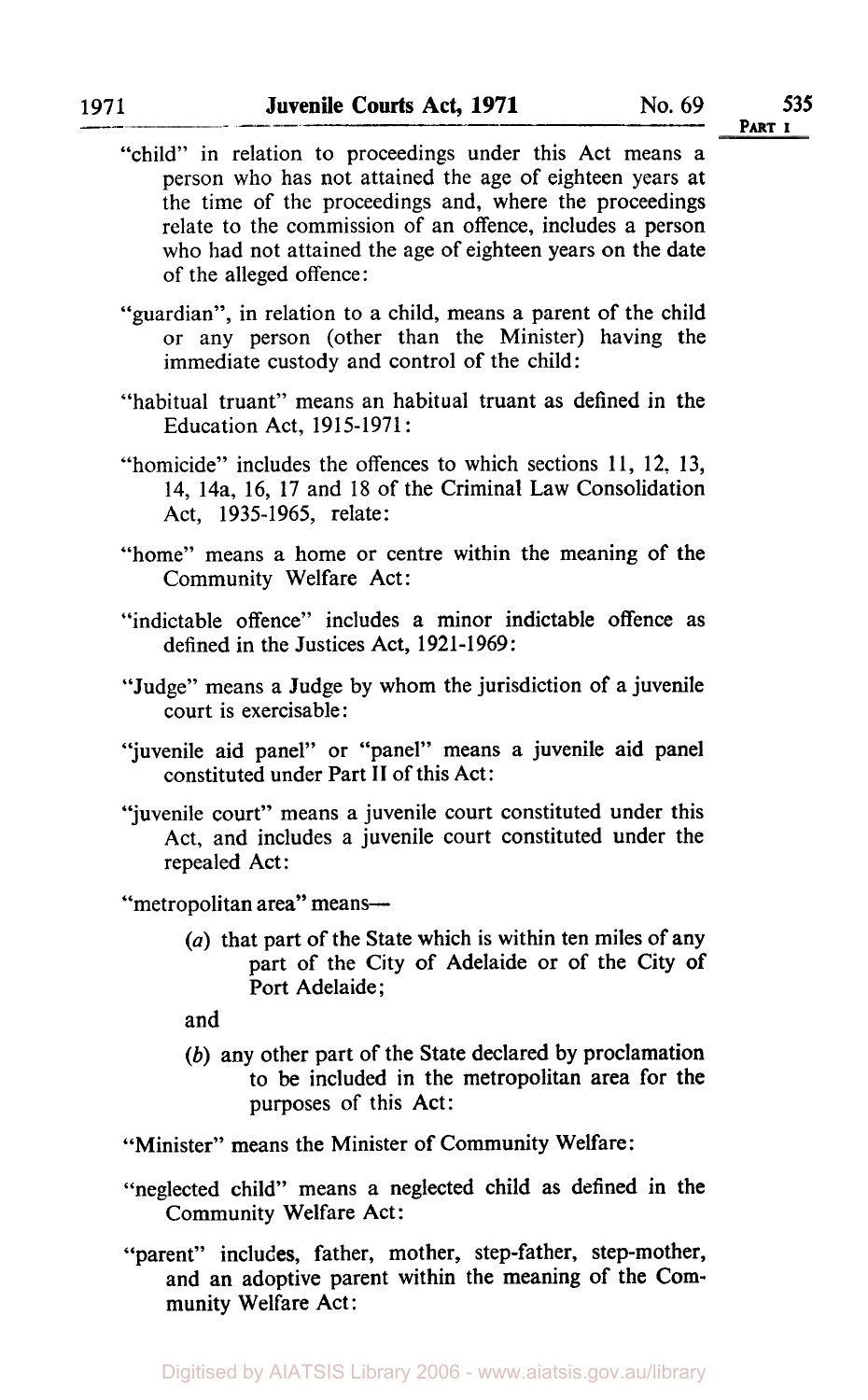"child" in relation to proceedings under this Act means a person who has not attained the age of eighteen years at the time of the proceedings and, where the proceedings relate to the commission of an offence, includes a person who had not attained the age of eighteen years on the date of the alleged offence:

"guardian", in relation to a child, means a parent of the child or any person (other than the Minister) having the immediate custody and control of the child:

"habitual truant" means an habitual truant as defined in the Education Act, 1915-1971:

"homicide" includes the offences to which sections 11, 12, 13, 14, 14a, 16, 17 and 18 of the Criminal Law Consolidation Act, 1935-1965, relate:

"home" means a home or centre within the meaning of the Community Welfare Act:

"indictable offence" includes a minor indictable offence as defined in the Justices Act, 1921-1969:

"Judge" means a Judge by whom the jurisdiction of a juvenile court is exercisable:

"juvenile aid panel" or "panel" means a juvenile aid panel constituted under Part II of this Act:

"juvenile court" means a juvenile court constituted under this Act, and includes a juvenile court constituted under the repealed Act:

"metropolitan area" means—

(*a*) that part of the State which is within ten miles of any part of the City of Adelaide or of the City of Port Adelaide;

and

(*b*) any other part of the State declared by proclamation to be included in the metropolitan area for the purposes of this Act:

"Minister" means the Minister of Community Welfare:

"neglected child" means a neglected child as defined in the Community Welfare Act:

"parent" includes, father, mother, step-father, step-mother, and an adoptive parent within the meaning of the Community Welfare Act: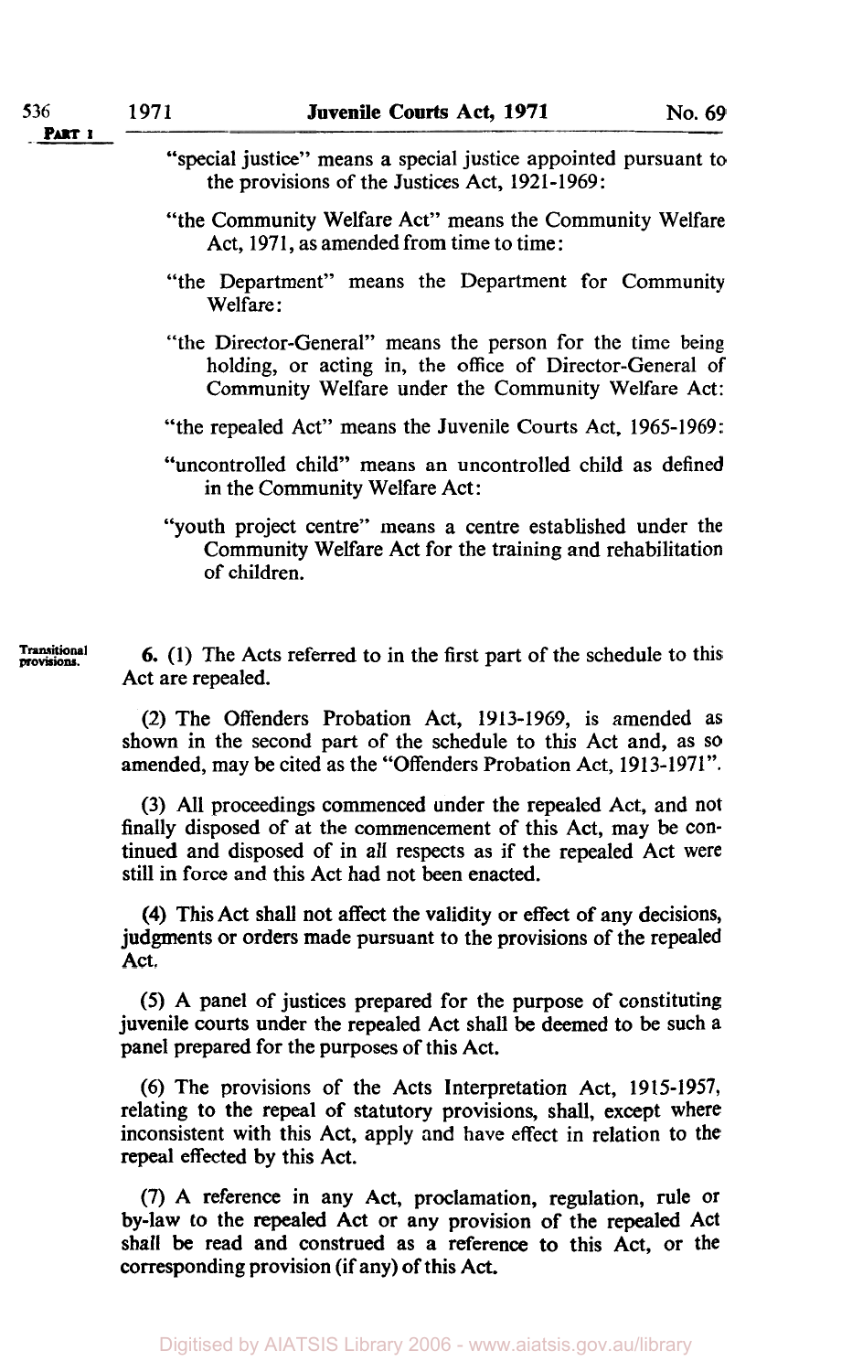"special justice" means a special justice appointed pursuant to the provisions of the Justices Act, 1921-1969:

"the Community Welfare Act" means the Community Welfare Act, 1971, as amended from time to time:

"the Department" means the Department for Community Welfare:

"the Director-General" means the person for the time being holding, or acting in, the office of Director-General of Community Welfare under the Community Welfare Act:

"the repealed Act" means the Juvenile Courts Act, 1965-1969:

"uncontrolled child" means an uncontrolled child as defined in the Community Welfare Act:

"youth project centre" means a centre established under the Community Welfare Act for the training and rehabilitation of children.

Transitional provisions.

**6.** (1) The Acts referred to in the first part of the schedule to this Act are repealed.

(2) The Offenders Probation Act, 1913-1969, is amended as shown in the second part of the schedule to this Act and, as so amended, may be cited as the "Offenders Probation Act, 1913-1971".

(3) All proceedings commenced under the repealed Act, and not finally disposed of at the commencement of this Act, may be continued and disposed of in all respects as if the repealed Act were still in force and this Act had not been enacted.

(4) This Act shall not affect the validity or effect of any decisions, judgments or orders made pursuant to the provisions of the repealed Act.

(5) A panel of justices prepared for the purpose of constituting juvenile courts under the repealed Act shall be deemed to be such a panel prepared for the purposes of this Act.

(6) The provisions of the Acts Interpretation Act, 1915-1957, relating to the repeal of statutory provisions, shall, except where inconsistent with this Act, apply and have effect in relation to the repeal effected by this Act.

(7) A reference in any Act, proclamation, regulation, rule or by-law to the repealed Act or any provision of the repealed Act shall be read and construed as a reference to this Act, or the corresponding provision (if any) of this Act.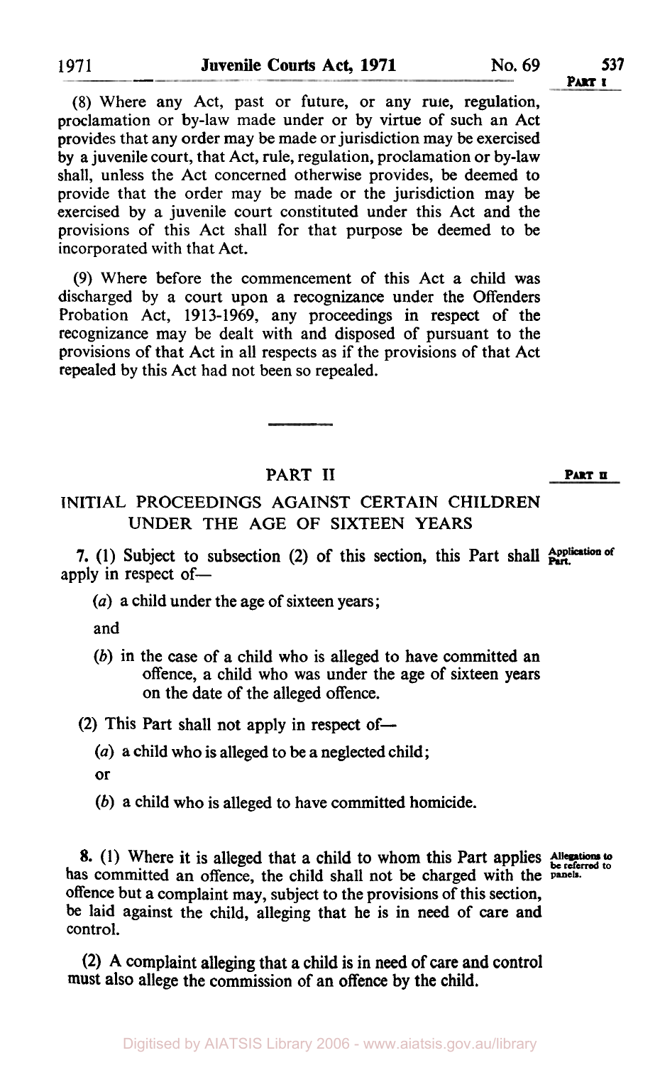(8) Where any Act, past or future, or any rule, regulation, proclamation or by-law made under or by virtue of such an Act provides that any order may be made or jurisdiction may be exercised by a juvenile court, that Act, rule, regulation, proclamation or by-law shall, unless the Act concerned otherwise provides, be deemed to provide that the order may be made or the jurisdiction may be exercised by a juvenile court constituted under this Act and the provisions of this Act shall for that purpose be deemed to be incorporated with that Act.

(9) Where before the commencement of this Act a child was discharged by a court upon a recognizance under the Offenders Probation Act, 1913-1969, any proceedings in respect of the recognizance may be dealt with and disposed of pursuant to the provisions of that Act in all respects as if the provisions of that Act repealed by this Act had not been so repealed.

## PART II

### INITIAL PROCEEDINGS AGAINST CERTAIN CHILDREN UNDER THE AGE OF SIXTEEN YEARS

**Application of Part.**

**7.** (1) Subject to subsection (2) of this section, this Part shall apply in respect of—

(*a*) a child under the age of sixteen years;

and

(*b*) in the case of a child who is alleged to have committed an offence, a child who was under the age of sixteen years on the date of the alleged offence.

(2) This Part shall not apply in respect of—

(*a*) a child who is alleged to be a neglected child;

or

(*b*) a child who is alleged to have committed homicide.

**Allegations to be referred to panels.**

**8.** (1) Where it is alleged that a child to whom this Part applies has committed an offence, the child shall not be charged with the offence but a complaint may, subject to the provisions of this section, be laid against the child, alleging that he is in need of care and control.

(2) A complaint alleging that a child is in need of care and control must also allege the commission of an offence by the child.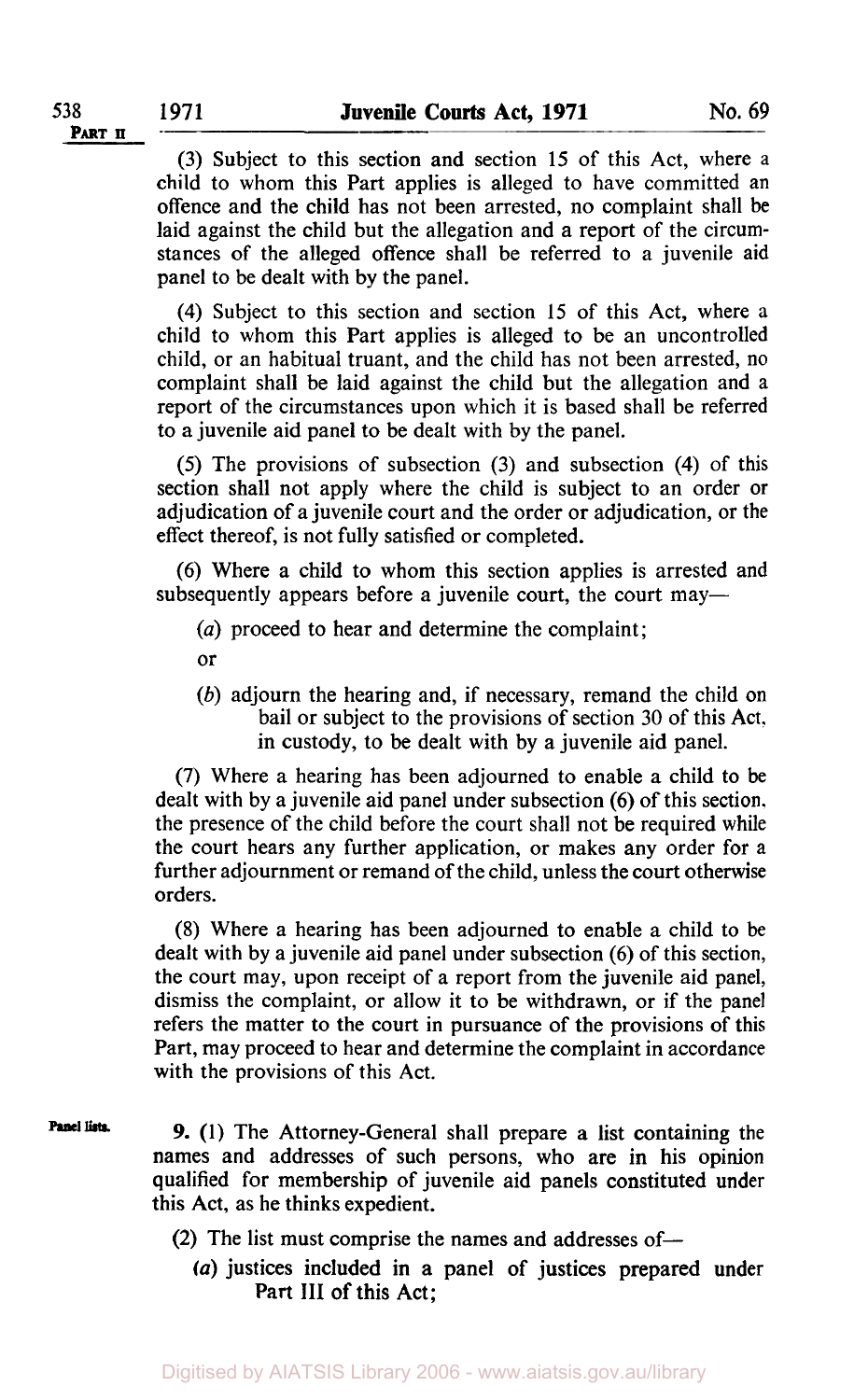(3) Subject to this section and section 15 of this Act, where a child to whom this Part applies is alleged to have committed an offence and the child has not been arrested, no complaint shall be laid against the child but the allegation and a report of the circumstances of the alleged offence shall be referred to a juvenile aid panel to be dealt with by the panel.

(4) Subject to this section and section 15 of this Act, where a child to whom this Part applies is alleged to be an uncontrolled child, or an habitual truant, and the child has not been arrested, no complaint shall be laid against the child but the allegation and a report of the circumstances upon which it is based shall be referred to a juvenile aid panel to be dealt with by the panel.

(5) The provisions of subsection (3) and subsection (4) of this section shall not apply where the child is subject to an order or adjudication of a juvenile court and the order or adjudication, or the effect thereof, is not fully satisfied or completed.

(6) Where a child to whom this section applies is arrested and subsequently appears before a juvenile court, the court may—

(*a*) proceed to hear and determine the complaint;

or

(*b*) adjourn the hearing and, if necessary, remand the child on bail or subject to the provisions of section 30 of this Act, in custody, to be dealt with by a juvenile aid panel.

(7) Where a hearing has been adjourned to enable a child to be dealt with by a juvenile aid panel under subsection (6) of this section, the presence of the child before the court shall not be required while the court hears any further application, or makes any order for a further adjournment or remand of the child, unless the court otherwise orders.

(8) Where a hearing has been adjourned to enable a child to be dealt with by a juvenile aid panel under subsection (6) of this section, the court may, upon receipt of a report from the juvenile aid panel, dismiss the complaint, or allow it to be withdrawn, or if the panel refers the matter to the court in pursuance of the provisions of this Part, may proceed to hear and determine the complaint in accordance with the provisions of this Act.

**Panel lists.**

**9.** (1) The Attorney-General shall prepare a list containing the names and addresses of such persons, who are in his opinion qualified for membership of juvenile aid panels constituted under this Act, as he thinks expedient.

(2) The list must comprise the names and addresses of—

(*a*) justices included in a panel of justices prepared under Part III of this Act;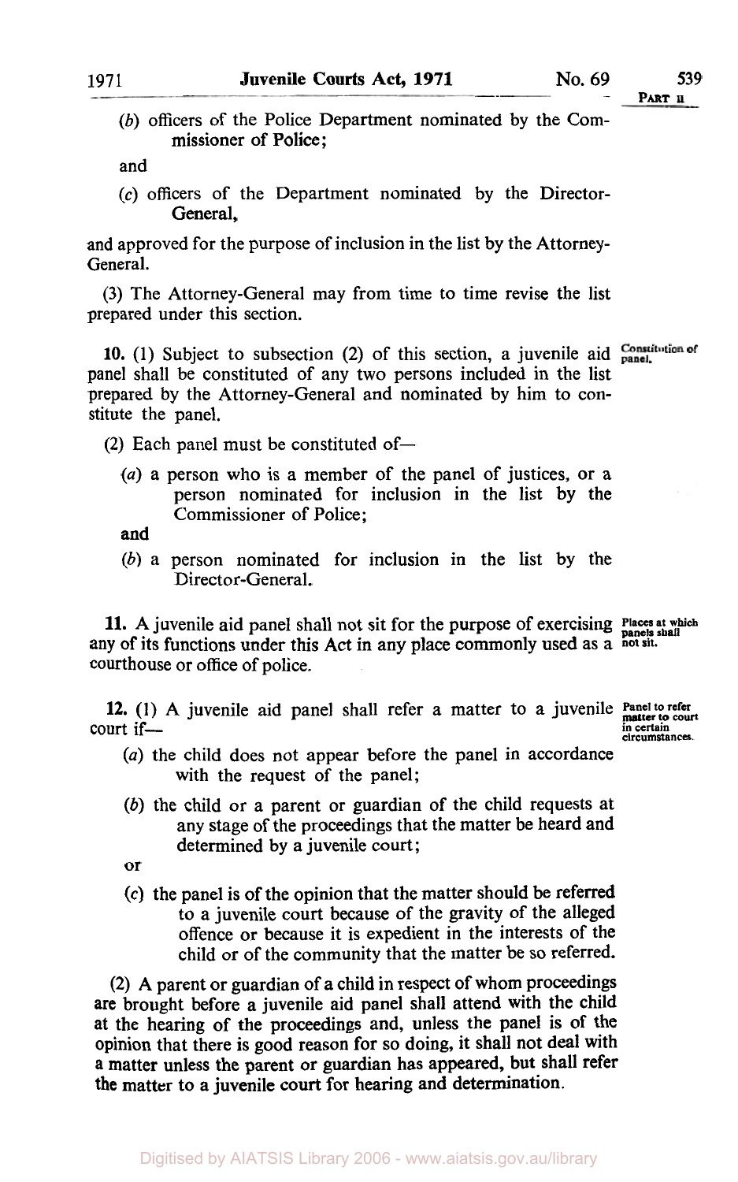(*b*) officers of the Police Department nominated by the Commissioner of Police;

and

(*c*) officers of the Department nominated by the Director-General,

and approved for the purpose of inclusion in the list by the Attorney-General.

(3) The Attorney-General may from time to time revise the list prepared under this section.

**Constitution of panel.**

**10.** (1) Subject to subsection (2) of this section, a juvenile aid panel shall be constituted of any two persons included in the list prepared by the Attorney-General and nominated by him to constitute the panel.

(2) Each panel must be constituted of—

(*a*) a person who is a member of the panel of justices, or a person nominated for inclusion in the list by the Commissioner of Police;

and

(*b*) a person nominated for inclusion in the list by the Director-General.

**Places at which panels shall not sit.**

**11.** A juvenile aid panel shall not sit for the purpose of exercising any of its functions under this Act in any place commonly used as a courthouse or office of police.

**Panel to refer matter to court in certain circumstances.**

**12.** (1) A juvenile aid panel shall refer a matter to a juvenile court if—

(*a*) the child does not appear before the panel in accordance with the request of the panel;

(*b*) the child or a parent or guardian of the child requests at any stage of the proceedings that the matter be heard and determined by a juvenile court;

or

(*c*) the panel is of the opinion that the matter should be referred to a juvenile court because of the gravity of the alleged offence or because it is expedient in the interests of the child or of the community that the matter be so referred.

(2) A parent or guardian of a child in respect of whom proceedings are brought before a juvenile aid panel shall attend with the child at the hearing of the proceedings and, unless the panel is of the opinion that there is good reason for so doing, it shall not deal with a matter unless the parent or guardian has appeared, but shall refer the matter to a juvenile court for hearing and determination.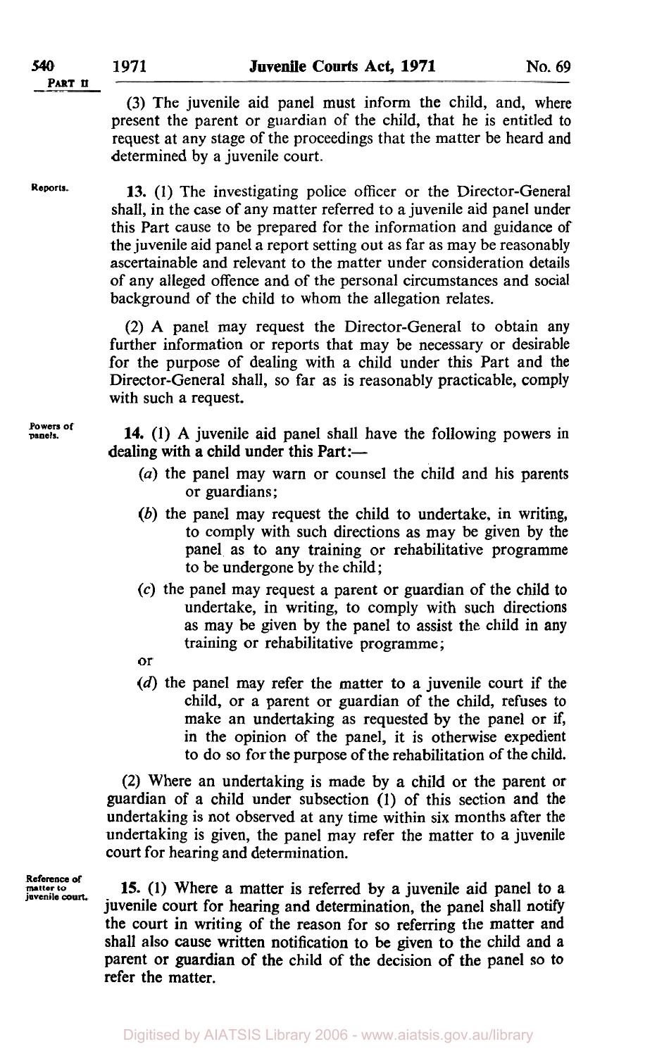(3) The juvenile aid panel must inform the child, and, where present the parent or guardian of the child, that he is entitled to request at any stage of the proceedings that the matter be heard and determined by a juvenile court.

Reports.

**13.** (1) The investigating police officer or the Director-General shall, in the case of any matter referred to a juvenile aid panel under this Part cause to be prepared for the information and guidance of the juvenile aid panel a report setting out as far as may be reasonably ascertainable and relevant to the matter under consideration details of any alleged offence and of the personal circumstances and social background of the child to whom the allegation relates.

(2) A panel may request the Director-General to obtain any further information or reports that may be necessary or desirable for the purpose of dealing with a child under this Part and the Director-General shall, so far as is reasonably practicable, comply with such a request.

Powers of panels.

**14.** (1) A juvenile aid panel shall have the following powers in dealing with a child under this Part:—

(*a*) the panel may warn or counsel the child and his parents or guardians;

(*b*) the panel may request the child to undertake, in writing, to comply with such directions as may be given by the panel as to any training or rehabilitative programme to be undergone by the child;

(*c*) the panel may request a parent or guardian of the child to undertake, in writing, to comply with such directions as may be given by the panel to assist the child in any training or rehabilitative programme;

or

(*d*) the panel may refer the matter to a juvenile court if the child, or a parent or guardian of the child, refuses to make an undertaking as requested by the panel or if, in the opinion of the panel, it is otherwise expedient to do so for the purpose of the rehabilitation of the child.

(2) Where an undertaking is made by a child or the parent or guardian of a child under subsection (1) of this section and the undertaking is not observed at any time within six months after the undertaking is given, the panel may refer the matter to a juvenile court for hearing and determination.

Reference of matter to juvenile court.

**15.** (1) Where a matter is referred by a juvenile aid panel to a juvenile court for hearing and determination, the panel shall notify the court in writing of the reason for so referring the matter and shall also cause written notification to be given to the child and a parent or guardian of the child of the decision of the panel so to refer the matter.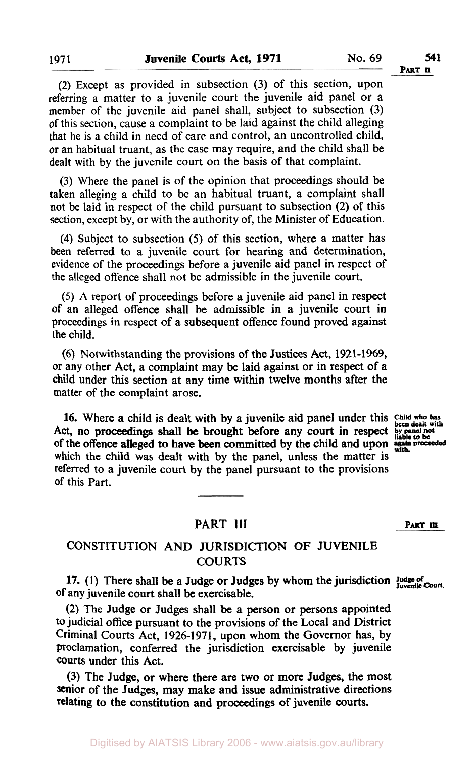(2) Except as provided in subsection (3) of this section, upon referring a matter to a juvenile court the juvenile aid panel or a member of the juvenile aid panel shall, subject to subsection (3) of this section, cause a complaint to be laid against the child alleging that he is a child in need of care and control, an uncontrolled child, or an habitual truant, as the case may require, and the child shall be dealt with by the juvenile court on the basis of that complaint.

(3) Where the panel is of the opinion that proceedings should be taken alleging a child to be an habitual truant, a complaint shall not be laid in respect of the child pursuant to subsection (2) of this section, except by, or with the authority of, the Minister of Education.

(4) Subject to subsection (5) of this section, where a matter has been referred to a juvenile court for hearing and determination, evidence of the proceedings before a juvenile aid panel in respect of the alleged offence shall not be admissible in the juvenile court.

(5) A report of proceedings before a juvenile aid panel in respect of an alleged offence shall be admissible in a juvenile court in proceedings in respect of a subsequent offence found proved against the child.

(6) Notwithstanding the provisions of the Justices Act, 1921-1969, or any other Act, a complaint may be laid against or in respect of a child under this section at any time within twelve months after the matter of the complaint arose.

*Child who has been dealt with by panel not liable to be again proceeded with.*

**16.** Where a child is dealt with by a juvenile aid panel under this Act, no proceedings shall be brought before any court in respect of the offence alleged to have been committed by the child and upon which the child was dealt with by the panel, unless the matter is referred to a juvenile court by the panel pursuant to the provisions of this Part.

---

## PART III

## CONSTITUTION AND JURISDICTION OF JUVENILE COURTS

*Judge of Juvenile Court.*

**17.** (1) There shall be a Judge or Judges by whom the jurisdiction of any juvenile court shall be exercisable.

(2) The Judge or Judges shall be a person or persons appointed to judicial office pursuant to the provisions of the Local and District Criminal Courts Act, 1926-1971, upon whom the Governor has, by proclamation, conferred the jurisdiction exercisable by juvenile courts under this Act.

(3) The Judge, or where there are two or more Judges, the most senior of the Judges, may make and issue administrative directions relating to the constitution and proceedings of juvenile courts.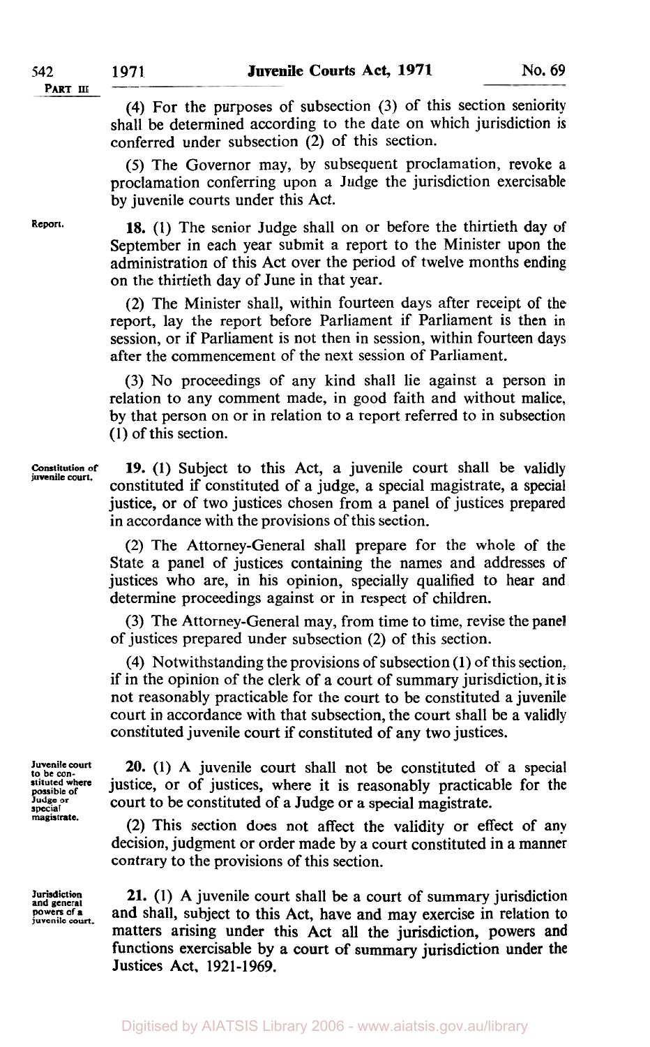(4) For the purposes of subsection (3) of this section seniority shall be determined according to the date on which jurisdiction is conferred under subsection (2) of this section.

(5) The Governor may, by subsequent proclamation, revoke a proclamation conferring upon a Judge the jurisdiction exercisable by juvenile courts under this Act.

**Report.**

**18.** (1) The senior Judge shall on or before the thirtieth day of September in each year submit a report to the Minister upon the administration of this Act over the period of twelve months ending on the thirtieth day of June in that year.

(2) The Minister shall, within fourteen days after receipt of the report, lay the report before Parliament if Parliament is then in session, or if Parliament is not then in session, within fourteen days after the commencement of the next session of Parliament.

(3) No proceedings of any kind shall lie against a person in relation to any comment made, in good faith and without malice, by that person on or in relation to a report referred to in subsection (1) of this section.

**Constitution of juvenile court.**

**19.** (1) Subject to this Act, a juvenile court shall be validly constituted if constituted of a judge, a special magistrate, a special justice, or of two justices chosen from a panel of justices prepared in accordance with the provisions of this section.

(2) The Attorney-General shall prepare for the whole of the State a panel of justices containing the names and addresses of justices who are, in his opinion, specially qualified to hear and determine proceedings against or in respect of children.

(3) The Attorney-General may, from time to time, revise the panel of justices prepared under subsection (2) of this section.

(4) Notwithstanding the provisions of subsection (1) of this section, if in the opinion of the clerk of a court of summary jurisdiction, it is not reasonably practicable for the court to be constituted a juvenile court in accordance with that subsection, the court shall be a validly constituted juvenile court if constituted of any two justices.

**Juvenile court to be constituted where possible of Judge or special magistrate.**

**20.** (1) A juvenile court shall not be constituted of a special justice, or of justices, where it is reasonably practicable for the court to be constituted of a Judge or a special magistrate.

(2) This section does not affect the validity or effect of any decision, judgment or order made by a court constituted in a manner contrary to the provisions of this section.

**Jurisdiction and general powers of a juvenile court.**

**21.** (1) A juvenile court shall be a court of summary jurisdiction and shall, subject to this Act, have and may exercise in relation to matters arising under this Act all the jurisdiction, powers and functions exercisable by a court of summary jurisdiction under the Justices Act, 1921-1969.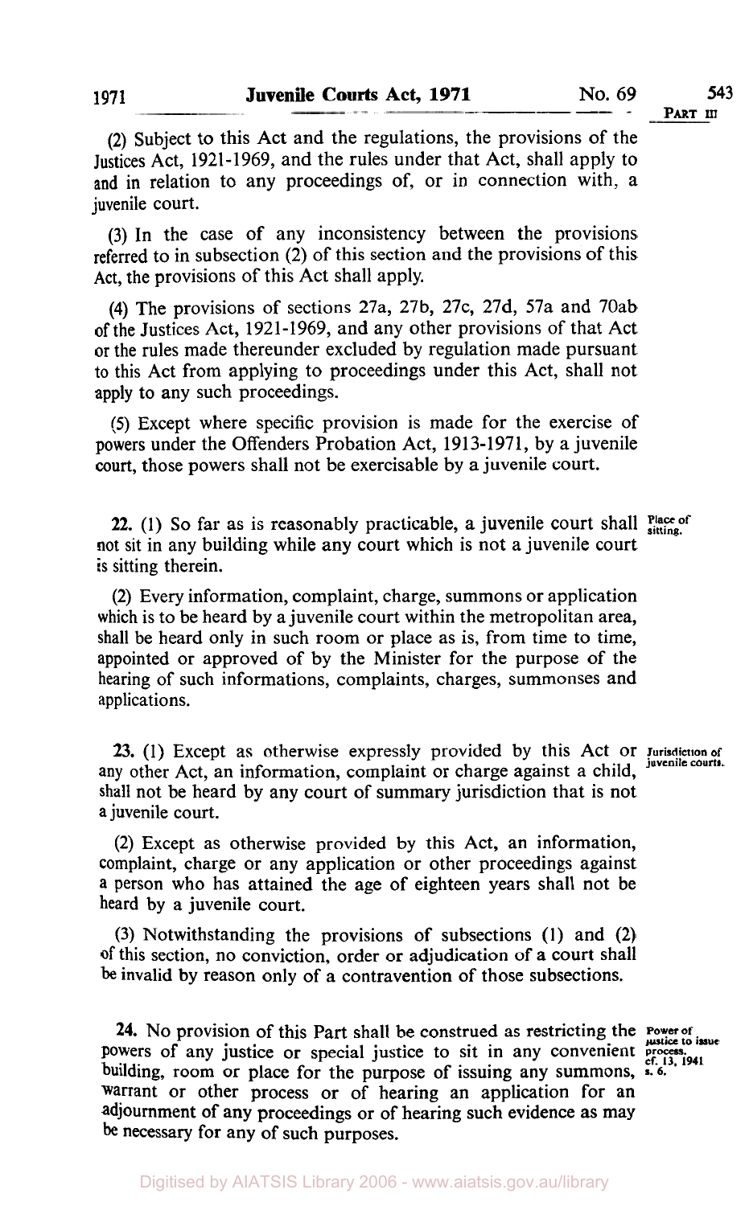(2) Subject to this Act and the regulations, the provisions of the Justices Act, 1921-1969, and the rules under that Act, shall apply to and in relation to any proceedings of, or in connection with, a juvenile court.

(3) In the case of any inconsistency between the provisions referred to in subsection (2) of this section and the provisions of this Act, the provisions of this Act shall apply.

(4) The provisions of sections 27a, 27b, 27c, 27d, 57a and 70ab of the Justices Act, 1921-1969, and any other provisions of that Act or the rules made thereunder excluded by regulation made pursuant to this Act from applying to proceedings under this Act, shall not apply to any such proceedings.

(5) Except where specific provision is made for the exercise of powers under the Offenders Probation Act, 1913-1971, by a juvenile court, those powers shall not be exercisable by a juvenile court.

**22.** (1) So far as is reasonably practicable, a juvenile court shall not sit in any building while any court which is not a juvenile court is sitting therein. *Place of sitting.*

(2) Every information, complaint, charge, summons or application which is to be heard by a juvenile court within the metropolitan area, shall be heard only in such room or place as is, from time to time, appointed or approved of by the Minister for the purpose of the hearing of such informations, complaints, charges, summonses and applications.

**23.** (1) Except as otherwise expressly provided by this Act or any other Act, an information, complaint or charge against a child, shall not be heard by any court of summary jurisdiction that is not a juvenile court. *Jurisdiction of juvenile courts.*

(2) Except as otherwise provided by this Act, an information, complaint, charge or any application or other proceedings against a person who has attained the age of eighteen years shall not be heard by a juvenile court.

(3) Notwithstanding the provisions of subsections (1) and (2) of this section, no conviction, order or adjudication of a court shall be invalid by reason only of a contravention of those subsections.

**24.** No provision of this Part shall be construed as restricting the powers of any justice or special justice to sit in any convenient building, room or place for the purpose of issuing any summons, warrant or other process or of hearing an application for an adjournment of any proceedings or of hearing such evidence as may be necessary for any of such purposes. *Power of justice to issue process. cf. 13, 1941 s. 6.*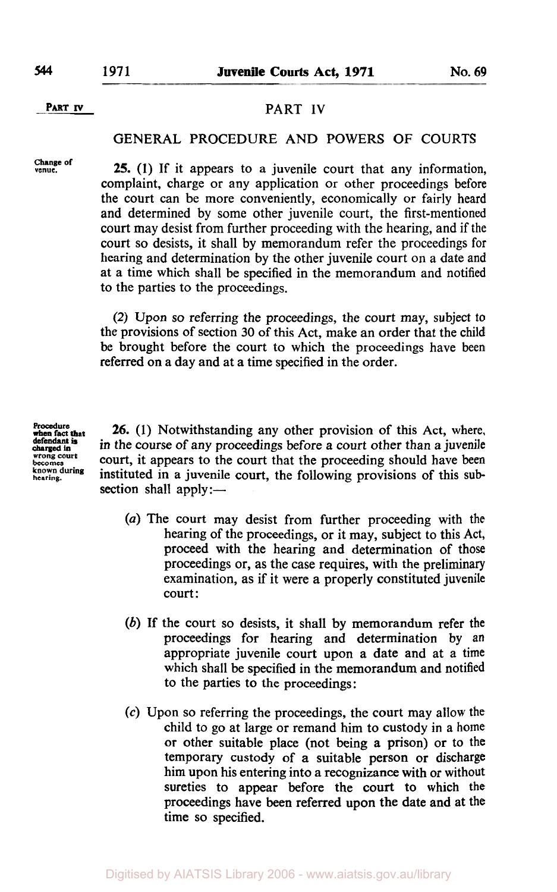PART IV

## PART IV

### GENERAL PROCEDURE AND POWERS OF COURTS

Change of venue.

**25.** (1) If it appears to a juvenile court that any information, complaint, charge or any application or other proceedings before the court can be more conveniently, economically or fairly heard and determined by some other juvenile court, the first-mentioned court may desist from further proceeding with the hearing, and if the court so desists, it shall by memorandum refer the proceedings for hearing and determination by the other juvenile court on a date and at a time which shall be specified in the memorandum and notified to the parties to the proceedings.

(2) Upon so referring the proceedings, the court may, subject to the provisions of section 30 of this Act, make an order that the child be brought before the court to which the proceedings have been referred on a day and at a time specified in the order.

Procedure when fact that defendant is charged in wrong court becomes known during hearing.

**26.** (1) Notwithstanding any other provision of this Act, where, in the course of any proceedings before a court other than a juvenile court, it appears to the court that the proceeding should have been instituted in a juvenile court, the following provisions of this subsection shall apply:—

(*a*) The court may desist from further proceeding with the hearing of the proceedings, or it may, subject to this Act, proceed with the hearing and determination of those proceedings or, as the case requires, with the preliminary examination, as if it were a properly constituted juvenile court:

(*b*) If the court so desists, it shall by memorandum refer the proceedings for hearing and determination by an appropriate juvenile court upon a date and at a time which shall be specified in the memorandum and notified to the parties to the proceedings:

(*c*) Upon so referring the proceedings, the court may allow the child to go at large or remand him to custody in a home or other suitable place (not being a prison) or to the temporary custody of a suitable person or discharge him upon his entering into a recognizance with or without sureties to appear before the court to which the proceedings have been referred upon the date and at the time so specified.